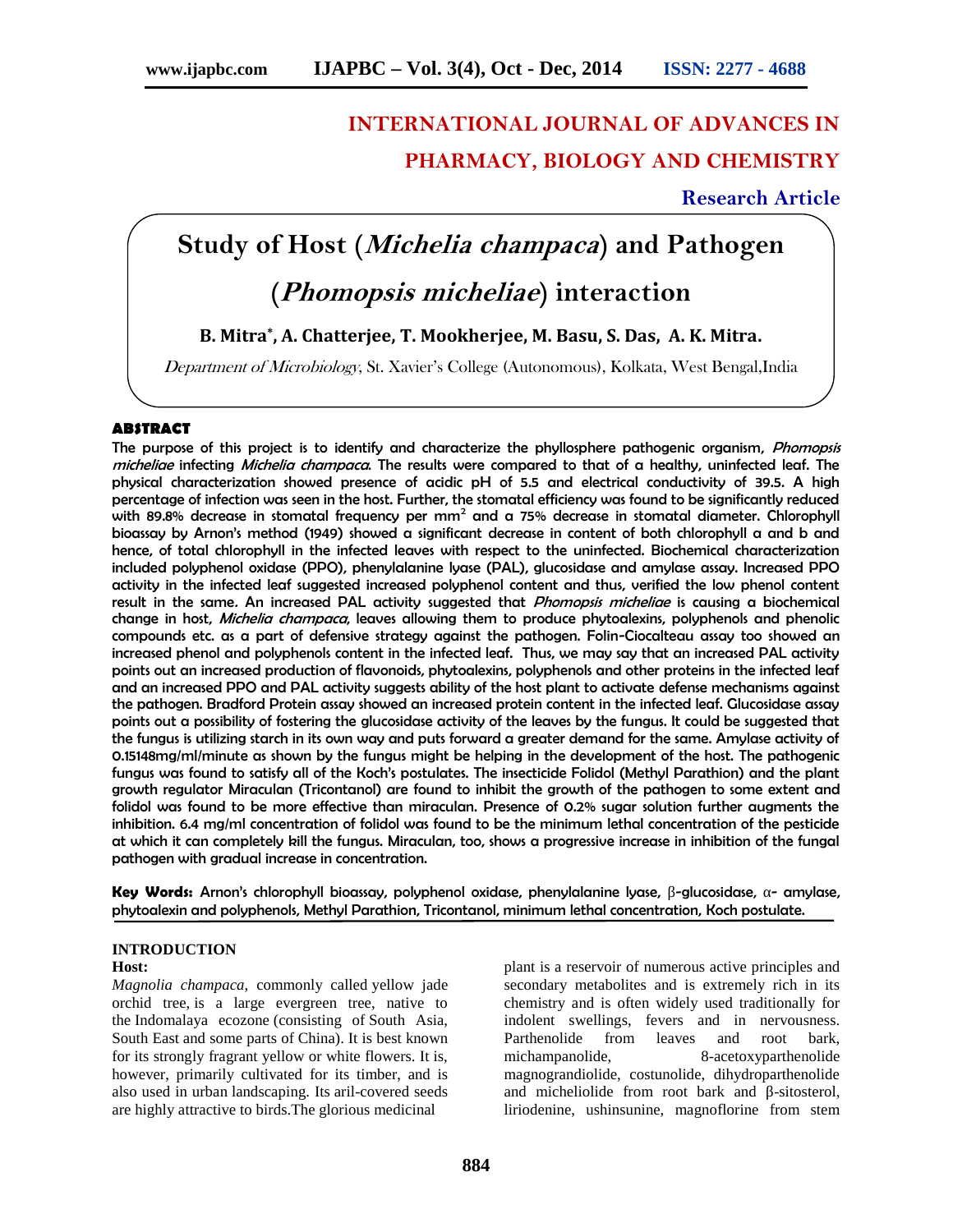INTERNATIONAL JOURNAL OF ADVANCES IN PHARMACY, BIOLOGY AND CHEMISTRY

**Research Article**

# Study of Host (*Michelia champaca*) and Pathogen (*Phomopsis micheliae*) interaction

**B. Mitra\*, A. Chatterjee, T. Mookherjee, M. Basu, S. Das, A. K. Mitra.**

*Department of Microbiology*, St. Xavier's College (Autonomous), Kolkata, West Bengal,India

## ABSTRACT

The purpose of this project is to identify and characterize the phyllosphere pathogenic organism, *Phomopsis micheliae* infecting *Michelia champaca*. The results were compared to that of a healthy, uninfected leaf. The physical characterization showed presence of acidic pH of 5.5 and electrical conductivity of 39.5. A high percentage of infection was seen in the host. Further, the stomatal efficiency was found to be significantly reduced with 89.8% decrease in stomatal frequency per $mm^2$ and a 75% decrease in stomatal diameter. Chlorophyll bioassay by Arnon's method (1949) showed a significant decrease in content of both chlorophyll a and b and hence, of total chlorophyll in the infected leaves with respect to the uninfected. Biochemical characterization included polyphenol oxidase (PPO), phenylalanine lyase (PAL), glucosidase and amylase assay. Increased PPO activity in the infected leaf suggested increased polyphenol content and thus, verified the low phenol content result in the same. An increased PAL activity suggested that *Phomopsis micheliae* is causing a biochemical change in host, *Michelia champaca*, leaves allowing them to produce phytoalexins, polyphenols and phenolic compounds etc. as a part of defensive strategy against the pathogen. Folin-Ciocalteau assay too showed an increased phenol and polyphenols content in the infected leaf. Thus, we may say that an increased PAL activity points out an increased production of flavonoids, phytoalexins, polyphenols and other proteins in the infected leaf and an increased PPO and PAL activity suggests ability of the host plant to activate defense mechanisms against the pathogen. Bradford Protein assay showed an increased protein content in the infected leaf. Glucosidase assay points out a possibility of fostering the glucosidase activity of the leaves by the fungus. It could be suggested that the fungus is utilizing starch in its own way and puts forward a greater demand for the same. Amylase activity of 0.15148mg/ml/minute as shown by the fungus might be helping in the development of the host. The pathogenic fungus was found to satisfy all of the Koch's postulates. The insecticide Folidol (Methyl Parathion) and the plant growth regulator Miraculan (Tricontanol) are found to inhibit the growth of the pathogen to some extent and folidol was found to be more effective than miraculan. Presence of 0.2% sugar solution further augments the inhibition. 6.4 mg/ml concentration of folidol was found to be the minimum lethal concentration of the pesticide at which it can completely kill the fungus. Miraculan, too, shows a progressive increase in inhibition of the fungal pathogen with gradual increase in concentration.

**Key Words:** Arnon's chlorophyll bioassay, polyphenol oxidase, phenylalanine lyase, β-glucosidase, α- amylase, phytoalexin and polyphenols, Methyl Parathion, Tricontanol, minimum lethal concentration, Koch postulate.

## INTRODUCTION

### Host:

*Magnolia champaca*, commonly called yellow jade orchid tree, is a large evergreen tree, native to the Indomalaya ecozone (consisting of South Asia, South East and some parts of China). It is best known for its strongly fragrant yellow or white flowers. It is, however, primarily cultivated for its timber, and is also used in urban landscaping. Its aril-covered seeds are highly attractive to birds.The glorious medicinal plant is a reservoir of numerous active principles and secondary metabolites and is extremely rich in its chemistry and is often widely used traditionally for indolent swellings, fevers and in nervousness. Parthenolide from leaves and root bark, michampanolide, 8-acetoxyparthenolide magnograndiolide, costunolide, dihydroparthenolide and micheliolide from root bark and β-sitosterol, liriodenine, ushinsunine, magnoflorine from stem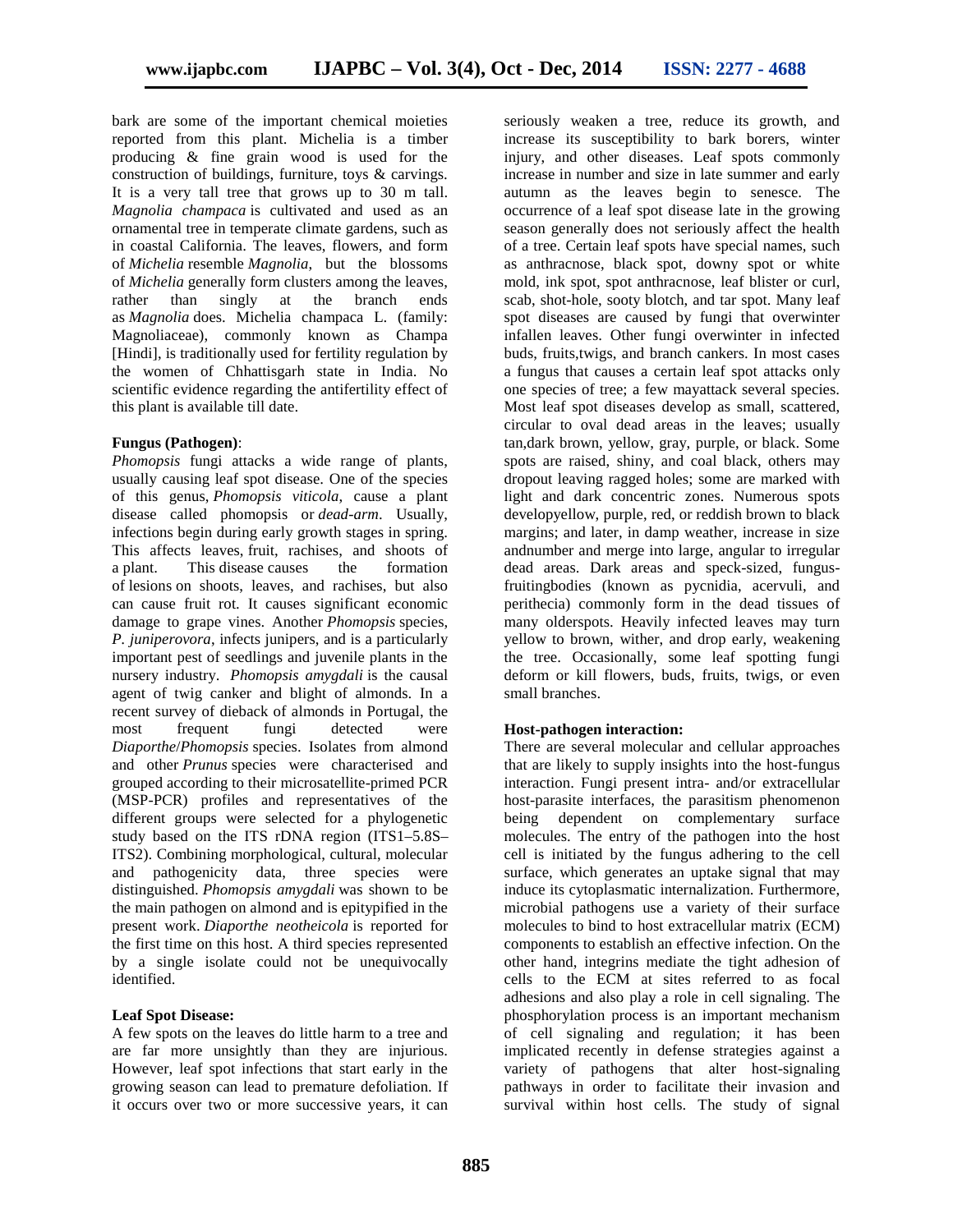bark are some of the important chemical moieties reported from this plant. Michelia is a timber producing & fine grain wood is used for the construction of buildings, furniture, toys & carvings. It is a very tall tree that grows up to 30 m tall. *Magnolia champaca* is cultivated and used as an ornamental tree in temperate climate gardens, such as in coastal California. The leaves, flowers, and form of *Michelia* resemble *Magnolia*, but the blossoms of *Michelia* generally form clusters among the leaves, rather than singly at the branch ends as *Magnolia* does. Michelia champaca L. (family: Magnoliaceae), commonly known as Champa [Hindi], is traditionally used for fertility regulation by the women of Chhattisgarh state in India. No scientific evidence regarding the antifertility effect of this plant is available till date.

**Fungus (Pathogen)**:

*Phomopsis* fungi attacks a wide range of plants, usually causing leaf spot disease. One of the species of this genus, *Phomopsis viticola*, cause a plant disease called phomopsis or *dead-arm*. Usually, infections begin during early growth stages in spring. This affects leaves, fruit, rachises, and shoots of a plant. This disease causes the formation of lesions on shoots, leaves, and rachises, but also can cause fruit rot. It causes significant economic damage to grape vines. Another *Phomopsis* species, *P. juniperovora*, infects junipers, and is a particularly important pest of seedlings and juvenile plants in the nursery industry. *Phomopsis amygdali* is the causal agent of twig canker and blight of almonds. In a recent survey of dieback of almonds in Portugal, the most frequent fungi detected were *Diaporthe*/*Phomopsis* species. Isolates from almond and other *Prunus* species were characterised and grouped according to their microsatellite-primed PCR (MSP-PCR) profiles and representatives of the different groups were selected for a phylogenetic study based on the ITS rDNA region (ITS1–5.8S–ITS2). Combining morphological, cultural, molecular and pathogenicity data, three species were distinguished. *Phomopsis amygdali* was shown to be the main pathogen on almond and is epitypified in the present work. *Diaporthe neotheicola* is reported for the first time on this host. A third species represented by a single isolate could not be unequivocally identified.

**Leaf Spot Disease:**

A few spots on the leaves do little harm to a tree and are far more unsightly than they are injurious. However, leaf spot infections that start early in the growing season can lead to premature defoliation. If it occurs over two or more successive years, it can seriously weaken a tree, reduce its growth, and increase its susceptibility to bark borers, winter injury, and other diseases. Leaf spots commonly increase in number and size in late summer and early autumn as the leaves begin to senesce. The occurrence of a leaf spot disease late in the growing season generally does not seriously affect the health of a tree. Certain leaf spots have special names, such as anthracnose, black spot, downy spot or white mold, ink spot, spot anthracnose, leaf blister or curl, scab, shot-hole, sooty blotch, and tar spot. Many leaf spot diseases are caused by fungi that overwinter infallen leaves. Other fungi overwinter in infected buds, fruits,twigs, and branch cankers. In most cases a fungus that causes a certain leaf spot attacks only one species of tree; a few mayattack several species. Most leaf spot diseases develop as small, scattered, circular to oval dead areas in the leaves; usually tan,dark brown, yellow, gray, purple, or black. Some spots are raised, shiny, and coal black, others may dropout leaving ragged holes; some are marked with light and dark concentric zones. Numerous spots developyellow, purple, red, or reddish brown to black margins; and later, in damp weather, increase in size andnumber and merge into large, angular to irregular dead areas. Dark areas and speck-sized, fungus-fruitingbodies (known as pycnidia, acervuli, and perithecia) commonly form in the dead tissues of many olderspots. Heavily infected leaves may turn yellow to brown, wither, and drop early, weakening the tree. Occasionally, some leaf spotting fungi deform or kill flowers, buds, fruits, twigs, or even small branches.

**Host-pathogen interaction:**

There are several molecular and cellular approaches that are likely to supply insights into the host-fungus interaction. Fungi present intra- and/or extracellular host-parasite interfaces, the parasitism phenomenon being dependent on complementary surface molecules. The entry of the pathogen into the host cell is initiated by the fungus adhering to the cell surface, which generates an uptake signal that may induce its cytoplasmatic internalization. Furthermore, microbial pathogens use a variety of their surface molecules to bind to host extracellular matrix (ECM) components to establish an effective infection. On the other hand, integrins mediate the tight adhesion of cells to the ECM at sites referred to as focal adhesions and also play a role in cell signaling. The phosphorylation process is an important mechanism of cell signaling and regulation; it has been implicated recently in defense strategies against a variety of pathogens that alter host-signaling pathways in order to facilitate their invasion and survival within host cells. The study of signal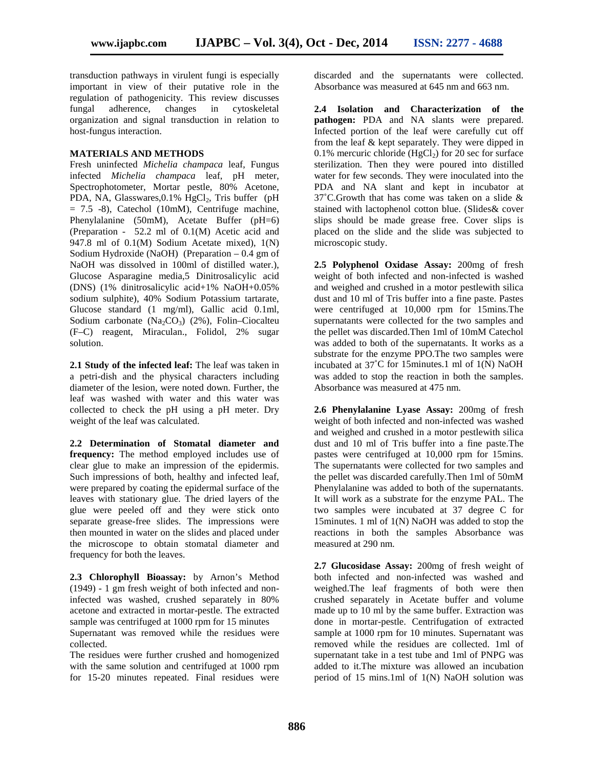transduction pathways in virulent fungi is especially important in view of their putative role in the regulation of pathogenicity. This review discusses fungal adherence, changes in cytoskeletal organization and signal transduction in relation to host-fungus interaction.

## MATERIALS AND METHODS

Fresh uninfected *Michelia champaca* leaf, Fungus infected *Michelia champaca* leaf, pH meter, Spectrophotometer, Mortar pestle, 80% Acetone, PDA, NA, Glasswares,0.1% $HgCl_2$, Tris buffer (pH = 7.5 -8), Catechol (10mM), Centrifuge machine, Phenylalanine (50mM), Acetate Buffer (pH=6) (Preparation - 52.2 ml of 0.1(M) Acetic acid and 947.8 ml of 0.1(M) Sodium Acetate mixed), 1(N) Sodium Hydroxide (NaOH) (Preparation – 0.4 gm of NaOH was dissolved in 100ml of distilled water.), Glucose Asparagine media,5 Dinitrosalicylic acid (DNS) (1% dinitrosalicylic acid+1% NaOH+0.05% sodium sulphite), 40% Sodium Potassium tartarate, Glucose standard (1 mg/ml), Gallic acid 0.1ml, Sodium carbonate ($Na_2CO_3$) (2%), Folin–Ciocalteu (F–C) reagent, Miraculan., Folidol, 2% sugar solution.

**2.1 Study of the infected leaf:** The leaf was taken in a petri-dish and the physical characters including diameter of the lesion, were noted down. Further, the leaf was washed with water and this water was collected to check the pH using a pH meter. Dry weight of the leaf was calculated.

**2.2 Determination of Stomatal diameter and frequency:** The method employed includes use of clear glue to make an impression of the epidermis. Such impressions of both, healthy and infected leaf, were prepared by coating the epidermal surface of the leaves with stationary glue. The dried layers of the glue were peeled off and they were stick onto separate grease-free slides. The impressions were then mounted in water on the slides and placed under the microscope to obtain stomatal diameter and frequency for both the leaves.

**2.3 Chlorophyll Bioassay:** by Arnon's Method (1949) - 1 gm fresh weight of both infected and non-infected was washed, crushed separately in 80% acetone and extracted in mortar-pestle. The extracted sample was centrifuged at 1000 rpm for 15 minutes

Supernatant was removed while the residues were collected.

The residues were further crushed and homogenized with the same solution and centrifuged at 1000 rpm for 15-20 minutes repeated. Final residues were discarded and the supernatants were collected. Absorbance was measured at 645 nm and 663 nm.

**2.4 Isolation and Characterization of the pathogen:** PDA and NA slants were prepared. Infected portion of the leaf were carefully cut off from the leaf & kept separately. They were dipped in 0.1% mercuric chloride ($HgCl_2$) for 20 sec for surface sterilization. Then they were poured into distilled water for few seconds. They were inoculated into the PDA and NA slant and kept in incubator at 37˚C.Growth that has come was taken on a slide & stained with lactophenol cotton blue. (Slides& cover slips should be made grease free. Cover slips is placed on the slide and the slide was subjected to microscopic study.

**2.5 Polyphenol Oxidase Assay:** 200mg of fresh weight of both infected and non-infected is washed and weighed and crushed in a motor pestlewith silica dust and 10 ml of Tris buffer into a fine paste. Pastes were centrifuged at 10,000 rpm for 15mins.The supernatants were collected for the two samples and the pellet was discarded.Then 1ml of 10mM Catechol was added to both of the supernatants. It works as a substrate for the enzyme PPO.The two samples were incubated at 37˚C for 15minutes.1 ml of 1(N) NaOH was added to stop the reaction in both the samples. Absorbance was measured at 475 nm.

**2.6 Phenylalanine Lyase Assay:** 200mg of fresh weight of both infected and non-infected was washed and weighed and crushed in a motor pestlewith silica dust and 10 ml of Tris buffer into a fine paste.The pastes were centrifuged at 10,000 rpm for 15mins. The supernatants were collected for two samples and the pellet was discarded carefully.Then 1ml of 50mM Phenylalanine was added to both of the supernatants. It will work as a substrate for the enzyme PAL. The two samples were incubated at 37 degree C for 15minutes. 1 ml of 1(N) NaOH was added to stop the reactions in both the samples Absorbance was measured at 290 nm.

**2.7 Glucosidase Assay:** 200mg of fresh weight of both infected and non-infected was washed and weighed.The leaf fragments of both were then crushed separately in Acetate buffer and volume made up to 10 ml by the same buffer. Extraction was done in mortar-pestle. Centrifugation of extracted sample at 1000 rpm for 10 minutes. Supernatant was removed while the residues are collected. 1ml of supernatant take in a test tube and 1ml of PNPG was added to it.The mixture was allowed an incubation period of 15 mins.1ml of 1(N) NaOH solution was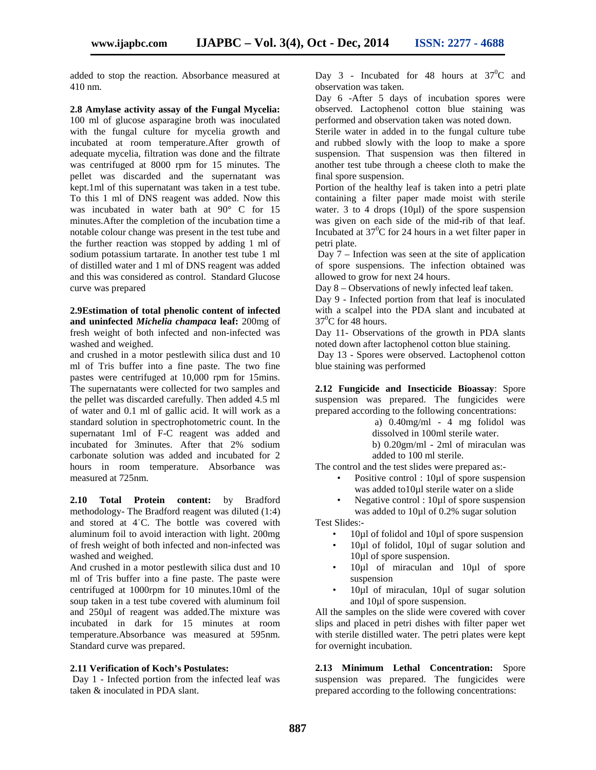added to stop the reaction. Absorbance measured at 410 nm.

**2.8 Amylase activity assay of the Fungal Mycelia:** 100 ml of glucose asparagine broth was inoculated with the fungal culture for mycelia growth and incubated at room temperature.After growth of adequate mycelia, filtration was done and the filtrate was centrifuged at 8000 rpm for 15 minutes. The pellet was discarded and the supernatant was kept.1ml of this supernatant was taken in a test tube. To this 1 ml of DNS reagent was added. Now this was incubated in water bath at 90° C for 15 minutes.After the completion of the incubation time a notable colour change was present in the test tube and the further reaction was stopped by adding 1 ml of sodium potassium tartarate. In another test tube 1 ml of distilled water and 1 ml of DNS reagent was added and this was considered as control. Standard Glucose curve was prepared

**2.9Estimation of total phenolic content of infected and uninfected *Michelia champaca* leaf:** 200mg of fresh weight of both infected and non-infected was washed and weighed.

and crushed in a motor pestlewith silica dust and 10 ml of Tris buffer into a fine paste. The two fine pastes were centrifuged at 10,000 rpm for 15mins. The supernatants were collected for two samples and the pellet was discarded carefully. Then added 4.5 ml of water and 0.1 ml of gallic acid. It will work as a standard solution in spectrophotometric count. In the supernatant 1ml of F-C reagent was added and incubated for 3minutes. After that 2% sodium carbonate solution was added and incubated for 2 hours in room temperature. Absorbance was measured at 725nm.

**2.10 Total Protein content:** by Bradford methodology- The Bradford reagent was diluted (1:4) and stored at 4˚C. The bottle was covered with aluminum foil to avoid interaction with light. 200mg of fresh weight of both infected and non-infected was washed and weighed.

And crushed in a motor pestlewith silica dust and 10 ml of Tris buffer into a fine paste. The paste were centrifuged at 1000rpm for 10 minutes.10ml of the soup taken in a test tube covered with aluminum foil and 250µl of reagent was added.The mixture was incubated in dark for 15 minutes at room temperature.Absorbance was measured at 595nm. Standard curve was prepared.

**2.11 Verification of Koch's Postulates:**

Day 1 - Infected portion from the infected leaf was taken & inoculated in PDA slant.

Day 3 - Incubated for 48 hours at $37^0$C and observation was taken.

Day 6 -After 5 days of incubation spores were observed. Lactophenol cotton blue staining was performed and observation taken was noted down.

Sterile water in added in to the fungal culture tube and rubbed slowly with the loop to make a spore suspension. That suspension was then filtered in another test tube through a cheese cloth to make the final spore suspension.

Portion of the healthy leaf is taken into a petri plate containing a filter paper made moist with sterile water. 3 to 4 drops (10µl) of the spore suspension was given on each side of the mid-rib of that leaf. Incubated at $37^0$C for 24 hours in a wet filter paper in petri plate.

Day 7 – Infection was seen at the site of application of spore suspensions. The infection obtained was allowed to grow for next 24 hours.

Day 8 – Observations of newly infected leaf taken.

Day 9 - Infected portion from that leaf is inoculated with a scalpel into the PDA slant and incubated at $37^0$C for 48 hours.

Day 11- Observations of the growth in PDA slants noted down after lactophenol cotton blue staining.

Day 13 - Spores were observed. Lactophenol cotton blue staining was performed

**2.12 Fungicide and Insecticide Bioassay**: Spore suspension was prepared. The fungicides were prepared according to the following concentrations:

a) 0.40mg/ml - 4 mg folidol was dissolved in 100ml sterile water.

b) 0.20gm/ml - 2ml of miraculan was added to 100 ml sterile.

The control and the test slides were prepared as:-

- Positive control : 10µl of spore suspension was added to10µl sterile water on a slide
- Negative control : 10µl of spore suspension was added to 10µl of 0.2% sugar solution

Test Slides:-

- 10µl of folidol and 10µl of spore suspension
- 10µl of folidol, 10µl of sugar solution and 10µl of spore suspension.
- 10µl of miraculan and 10µl of spore suspension
- 10µl of miraculan, 10µl of sugar solution and 10µl of spore suspension.

All the samples on the slide were covered with cover slips and placed in petri dishes with filter paper wet with sterile distilled water. The petri plates were kept for overnight incubation.

**2.13 Minimum Lethal Concentration:** Spore suspension was prepared. The fungicides were prepared according to the following concentrations: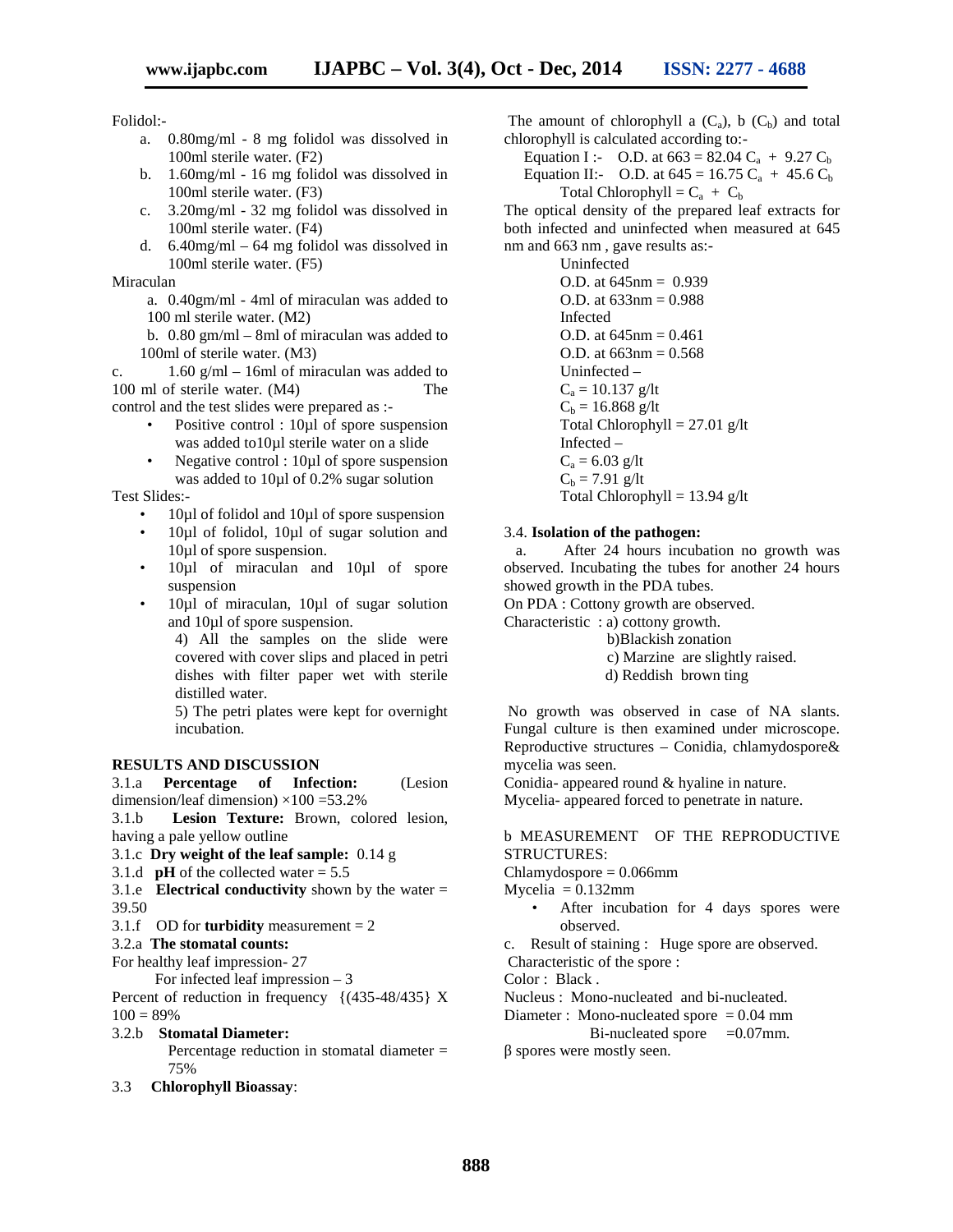Folidol:-

a. 0.80mg/ml - 8 mg folidol was dissolved in 100ml sterile water. (F2)
b. 1.60mg/ml - 16 mg folidol was dissolved in 100ml sterile water. (F3)
c. 3.20mg/ml - 32 mg folidol was dissolved in 100ml sterile water. (F4)
d. 6.40mg/ml – 64 mg folidol was dissolved in 100ml sterile water. (F5)

Miraculan

a. 0.40gm/ml - 4ml of miraculan was added to 100 ml sterile water. (M2)

b. 0.80 gm/ml – 8ml of miraculan was added to 100ml of sterile water. (M3)

c. 1.60 g/ml – 16ml of miraculan was added to 100 ml of sterile water. (M4) The control and the test slides were prepared as :-

- Positive control : 10µl of spore suspension was added to10µl sterile water on a slide
- Negative control : 10µl of spore suspension was added to 10µl of 0.2% sugar solution

Test Slides:-

- 10µl of folidol and 10µl of spore suspension
- 10µl of folidol, 10µl of sugar solution and 10µl of spore suspension.
- 10µl of miraculan and 10µl of spore suspension
- 10µl of miraculan, 10µl of sugar solution and 10µl of spore suspension.

4) All the samples on the slide were covered with cover slips and placed in petri dishes with filter paper wet with sterile distilled water.

5) The petri plates were kept for overnight incubation.

## RESULTS AND DISCUSSION

3.1.a **Percentage of Infection:** (Lesion dimension/leaf dimension) ×100 =53.2%

3.1.b **Lesion Texture:** Brown, colored lesion, having a pale yellow outline

3.1.c **Dry weight of the leaf sample:** 0.14 g

3.1.d **pH** of the collected water = 5.5

3.1.e **Electrical conductivity** shown by the water = 39.50

3.1.f OD for **turbidity** measurement = 2

3.2.a **The stomatal counts:**

For healthy leaf impression- 27

For infected leaf impression – 3

Percent of reduction in frequency {(435-48/435} X 100 = 89%

3.2.b **Stomatal Diameter:**

Percentage reduction in stomatal diameter = 75%

3.3 **Chlorophyll Bioassay**:

The amount of chlorophyll a ($C_a$), b ($C_b$) and total chlorophyll is calculated according to:-

Equation I :- O.D. at 663 = 82.04 $C_a$ + 9.27 $C_b$

Equation II:- O.D. at 645 = 16.75 $C_a$ + 45.6 $C_b$

Total Chlorophyll = $C_a$ + $C_b$

The optical density of the prepared leaf extracts for both infected and uninfected when measured at 645 nm and 663 nm , gave results as:-

Uninfected

O.D. at 645nm = 0.939

O.D. at 633nm = 0.988

Infected

O.D. at 645nm = 0.461

O.D. at 663nm = 0.568

Uninfected –

$C_a$ = 10.137 g/lt

$C_b$ = 16.868 g/lt

Total Chlorophyll = 27.01 g/lt

Infected –

$C_a$ = 6.03 g/lt

$C_b$ = 7.91 g/lt

Total Chlorophyll = 13.94 g/lt

3.4. **Isolation of the pathogen:**

a. After 24 hours incubation no growth was observed. Incubating the tubes for another 24 hours showed growth in the PDA tubes.

On PDA : Cottony growth are observed.

Characteristic : a) cottony growth.

b)Blackish zonation

c) Marzine are slightly raised.

d) Reddish brown ting

No growth was observed in case of NA slants. Fungal culture is then examined under microscope. Reproductive structures – Conidia, chlamydospore& mycelia was seen.

Conidia- appeared round & hyaline in nature.

Mycelia- appeared forced to penetrate in nature.

b MEASUREMENT OF THE REPRODUCTIVE STRUCTURES:

Chlamydospore = 0.066mm

Mycelia = 0.132mm

- After incubation for 4 days spores were observed.

c. Result of staining : Huge spore are observed.

Characteristic of the spore :

Color : Black .

Nucleus : Mono-nucleated and bi-nucleated.

Diameter : Mono-nucleated spore = 0.04 mm

Bi-nucleated spore =0.07mm.

β spores were mostly seen.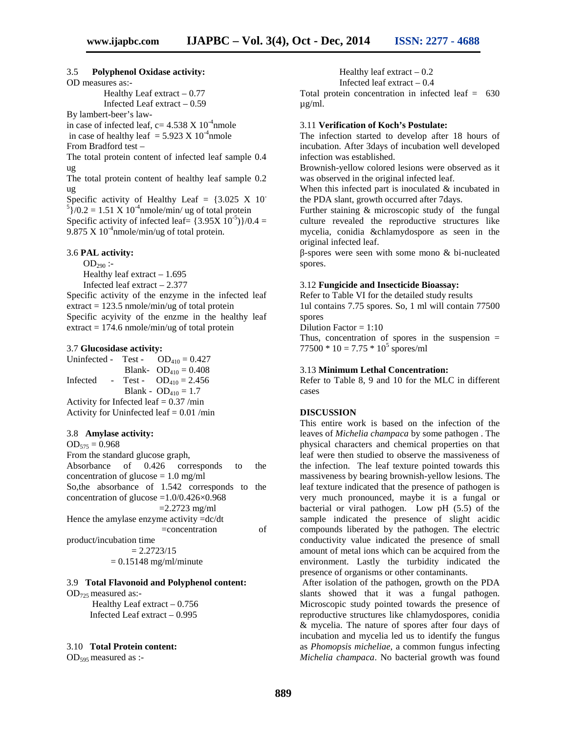### 3.5 **Polyphenol Oxidase activity:**

OD measures as:-

Healthy Leaf extract – 0.77

Infected Leaf extract – 0.59

By lambert-beer's law-

in case of infected leaf, c= $4.538 \times 10^{-4}$nmole

in case of healthy leaf = $5.923 \times 10^{-4}$nmole

From Bradford test –

The total protein content of infected leaf sample 0.4 ug

The total protein content of healthy leaf sample 0.2 ug

Specific activity of Healthy Leaf = $\{3.025 \times 10^{-5}\}/0.2 = 1.51 \times 10^{-4}$nmole/min/ ug of total protein

Specific activity of infected leaf= $\{3.95 \times 10^{-5})\}/0.4 = 9.875 \times 10^{-4}$nmole/min/ug of total protein.

### 3.6 **PAL activity:**

$OD_{290}$ :-

Healthy leaf extract – 1.695

Infected leaf extract – 2.377

Specific activity of the enzyme in the infected leaf extract = 123.5 nmole/min/ug of total protein

Specific acyivity of the enzme in the healthy leaf extract = 174.6 nmole/min/ug of total protein

### 3.7 **Glucosidase activity:**

Uninfected - Test - $OD_{410} = 0.427$

Blank- $OD_{410} = 0.408$

Infected - Test - $OD_{410} = 2.456$

Blank - $OD_{410} = 1.7$

Activity for Infected leaf = 0.37 /min

Activity for Uninfected leaf = 0.01 /min

### 3.8 **Amylase activity:**

$OD_{575} = 0.968$

From the standard glucose graph,

Absorbance of 0.426 corresponds to the concentration of glucose = 1.0 mg/ml

So,the absorbance of 1.542 corresponds to the concentration of glucose =1.0/0.426×0.968

=2.2723 mg/ml

Hence the amylase enzyme activity =dc/dt

=concentration of product/incubation time

= 2.2723/15

= 0.15148 mg/ml/minute

### 3.9 **Total Flavonoid and Polyphenol content:**

$OD_{725}$ measured as:-

Healthy Leaf extract – 0.756

Infected Leaf extract – 0.995

### 3.10 **Total Protein content:**

$OD_{595}$ measured as :-

Healthy leaf extract – 0.2

Infected leaf extract – 0.4

Total protein concentration in infected leaf = 630 µg/ml.

### 3.11 **Verification of Koch's Postulate:**

The infection started to develop after 18 hours of incubation. After 3days of incubation well developed infection was established.

Brownish-yellow colored lesions were observed as it was observed in the original infected leaf.

When this infected part is inoculated & incubated in the PDA slant, growth occurred after 7days.

Further staining & microscopic study of the fungal culture revealed the reproductive structures like mycelia, conidia &chlamydospore as seen in the original infected leaf.

β-spores were seen with some mono & bi-nucleated spores.

### 3.12 **Fungicide and Insecticide Bioassay:**

Refer to Table VI for the detailed study results

1ul contains 7.75 spores. So, 1 ml will contain 77500 spores

Dilution Factor = 1:10

Thus, concentration of spores in the suspension = $77500 * 10 = 7.75 * 10^5$ spores/ml

### 3.13 **Minimum Lethal Concentration:**

Refer to Table 8, 9 and 10 for the MLC in different cases

## DISCUSSION

This entire work is based on the infection of the leaves of *Michelia champaca* by some pathogen . The physical characters and chemical properties on that leaf were then studied to observe the massiveness of the infection. The leaf texture pointed towards this massiveness by bearing brownish-yellow lesions. The leaf texture indicated that the presence of pathogen is very much pronounced, maybe it is a fungal or bacterial or viral pathogen. Low pH (5.5) of the sample indicated the presence of slight acidic compounds liberated by the pathogen. The electric conductivity value indicated the presence of small amount of metal ions which can be acquired from the environment. Lastly the turbidity indicated the presence of organisms or other contaminants.

After isolation of the pathogen, growth on the PDA slants showed that it was a fungal pathogen. Microscopic study pointed towards the presence of reproductive structures like chlamydospores, conidia & mycelia. The nature of spores after four days of incubation and mycelia led us to identify the fungus as *Phomopsis micheliae*, a common fungus infecting *Michelia champaca*. No bacterial growth was found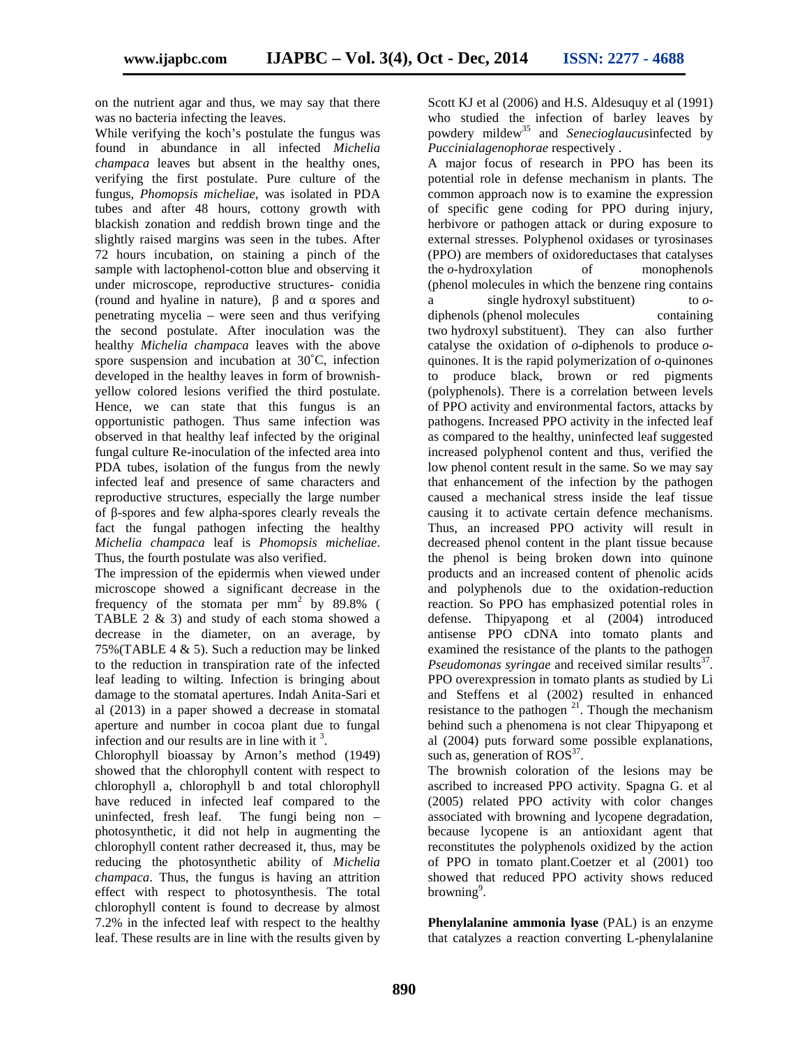on the nutrient agar and thus, we may say that there was no bacteria infecting the leaves.

While verifying the koch's postulate the fungus was found in abundance in all infected *Michelia champaca* leaves but absent in the healthy ones, verifying the first postulate. Pure culture of the fungus, *Phomopsis micheliae*, was isolated in PDA tubes and after 48 hours, cottony growth with blackish zonation and reddish brown tinge and the slightly raised margins was seen in the tubes. After 72 hours incubation, on staining a pinch of the sample with lactophenol-cotton blue and observing it under microscope, reproductive structures- conidia (round and hyaline in nature), β and α spores and penetrating mycelia – were seen and thus verifying the second postulate. After inoculation was the healthy *Michelia champaca* leaves with the above spore suspension and incubation at 30˚C, infection developed in the healthy leaves in form of brownish-yellow colored lesions verified the third postulate. Hence, we can state that this fungus is an opportunistic pathogen. Thus same infection was observed in that healthy leaf infected by the original fungal culture Re-inoculation of the infected area into PDA tubes, isolation of the fungus from the newly infected leaf and presence of same characters and reproductive structures, especially the large number of β-spores and few alpha-spores clearly reveals the fact the fungal pathogen infecting the healthy *Michelia champaca* leaf is *Phomopsis micheliae*. Thus, the fourth postulate was also verified.

The impression of the epidermis when viewed under microscope showed a significant decrease in the frequency of the stomata per $mm^2$ by 89.8% ( TABLE 2 & 3) and study of each stoma showed a decrease in the diameter, on an average, by 75%(TABLE 4 & 5). Such a reduction may be linked to the reduction in transpiration rate of the infected leaf leading to wilting. Infection is bringing about damage to the stomatal apertures. Indah Anita-Sari et al (2013) in a paper showed a decrease in stomatal aperture and number in cocoa plant due to fungal infection and our results are in line with it [3].

Chlorophyll bioassay by Arnon's method (1949) showed that the chlorophyll content with respect to chlorophyll a, chlorophyll b and total chlorophyll have reduced in infected leaf compared to the uninfected, fresh leaf. The fungi being non – photosynthetic, it did not help in augmenting the chlorophyll content rather decreased it, thus, may be reducing the photosynthetic ability of *Michelia champaca*. Thus, the fungus is having an attrition effect with respect to photosynthesis. The total chlorophyll content is found to decrease by almost 7.2% in the infected leaf with respect to the healthy leaf. These results are in line with the results given by Scott KJ et al (2006) and H.S. Aldesuquy et al (1991) who studied the infection of barley leaves by powdery mildew[35] and *Senecioglaucus*infected by *Puccinialagenophorae* respectively .

A major focus of research in PPO has been its potential role in defense mechanism in plants. The common approach now is to examine the expression of specific gene coding for PPO during injury, herbivore or pathogen attack or during exposure to external stresses. Polyphenol oxidases or tyrosinases (PPO) are members of oxidoreductases that catalyses the *o*-hydroxylation of monophenols (phenol molecules in which the benzene ring contains a single hydroxyl substituent) to *o*-diphenols (phenol molecules containing two hydroxyl substituent). They can also further catalyse the oxidation of *o*-diphenols to produce *o*-quinones. It is the rapid polymerization of *o*-quinones to produce black, brown or red pigments (polyphenols). There is a correlation between levels of PPO activity and environmental factors, attacks by pathogens. Increased PPO activity in the infected leaf as compared to the healthy, uninfected leaf suggested increased polyphenol content and thus, verified the low phenol content result in the same. So we may say that enhancement of the infection by the pathogen caused a mechanical stress inside the leaf tissue causing it to activate certain defence mechanisms. Thus, an increased PPO activity will result in decreased phenol content in the plant tissue because the phenol is being broken down into quinone products and an increased content of phenolic acids and polyphenols due to the oxidation-reduction reaction. So PPO has emphasized potential roles in defense. Thipyapong et al (2004) introduced antisense PPO cDNA into tomato plants and examined the resistance of the plants to the pathogen *Pseudomonas syringae* and received similar results[37]. PPO overexpression in tomato plants as studied by Li and Steffens et al (2002) resulted in enhanced resistance to the pathogen [21]. Though the mechanism behind such a phenomena is not clear Thipyapong et al (2004) puts forward some possible explanations, such as, generation of ROS[37].

The brownish coloration of the lesions may be ascribed to increased PPO activity. Spagna G. et al (2005) related PPO activity with color changes associated with browning and lycopene degradation, because lycopene is an antioxidant agent that reconstitutes the polyphenols oxidized by the action of PPO in tomato plant.Coetzer et al (2001) too showed that reduced PPO activity shows reduced browning[9].

**Phenylalanine ammonia lyase** (PAL) is an enzyme that catalyzes a reaction converting L-phenylalanine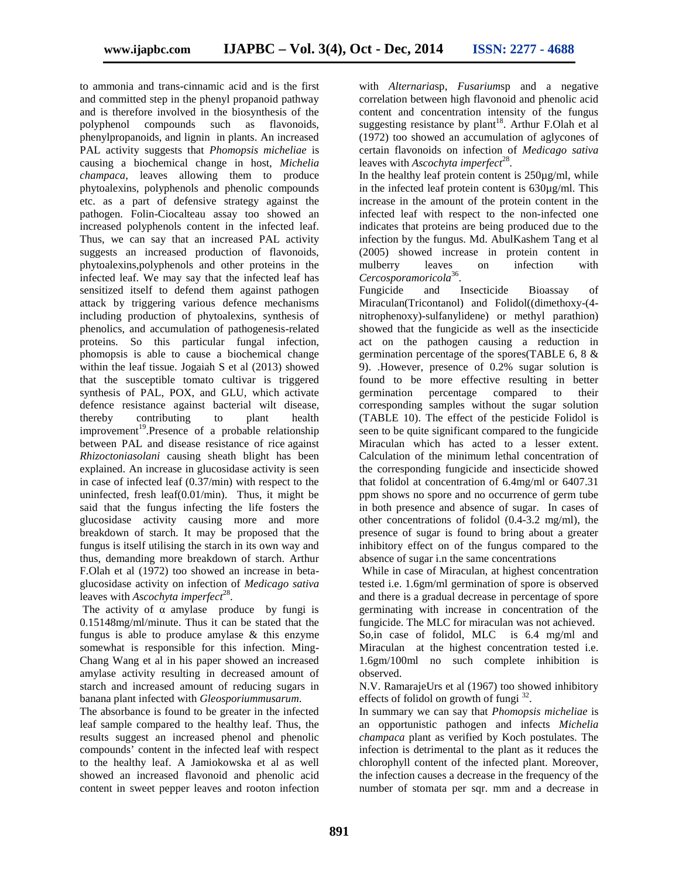to ammonia and trans-cinnamic acid and is the first and committed step in the phenyl propanoid pathway and is therefore involved in the biosynthesis of the polyphenol compounds such as flavonoids, phenylpropanoids, and lignin in plants. An increased PAL activity suggests that *Phomopsis micheliae* is causing a biochemical change in host, *Michelia champaca*, leaves allowing them to produce phytoalexins, polyphenols and phenolic compounds etc. as a part of defensive strategy against the pathogen. Folin-Ciocalteau assay too showed an increased polyphenols content in the infected leaf. Thus, we can say that an increased PAL activity suggests an increased production of flavonoids, phytoalexins,polyphenols and other proteins in the infected leaf. We may say that the infected leaf has sensitized itself to defend them against pathogen attack by triggering various defence mechanisms including production of phytoalexins, synthesis of phenolics, and accumulation of pathogenesis-related proteins. So this particular fungal infection, phomopsis is able to cause a biochemical change within the leaf tissue. Jogaiah S et al (2013) showed that the susceptible tomato cultivar is triggered synthesis of PAL, POX, and GLU, which activate defence resistance against bacterial wilt disease, thereby contributing to plant health improvement[19].Presence of a probable relationship between PAL and disease resistance of rice against *Rhizoctoniasolani* causing sheath blight has been explained. An increase in glucosidase activity is seen in case of infected leaf (0.37/min) with respect to the uninfected, fresh leaf(0.01/min). Thus, it might be said that the fungus infecting the life fosters the glucosidase activity causing more and more breakdown of starch. It may be proposed that the fungus is itself utilising the starch in its own way and thus, demanding more breakdown of starch. Arthur F.Olah et al (1972) too showed an increase in beta-glucosidase activity on infection of *Medicago sativa* leaves with *Ascochyta imperfect*[28].

The activity of α amylase produce by fungi is 0.15148mg/ml/minute. Thus it can be stated that the fungus is able to produce amylase & this enzyme somewhat is responsible for this infection. Ming-Chang Wang et al in his paper showed an increased amylase activity resulting in decreased amount of starch and increased amount of reducing sugars in banana plant infected with *Gleosporiummusarum*.

The absorbance is found to be greater in the infected leaf sample compared to the healthy leaf. Thus, the results suggest an increased phenol and phenolic compounds' content in the infected leaf with respect to the healthy leaf. A Jamiokowska et al as well showed an increased flavonoid and phenolic acid content in sweet pepper leaves and rooton infection with *Alternaria*sp, *Fusarium*sp and a negative correlation between high flavonoid and phenolic acid content and concentration intensity of the fungus suggesting resistance by plant[18]. Arthur F.Olah et al (1972) too showed an accumulation of aglycones of certain flavonoids on infection of *Medicago sativa* leaves with *Ascochyta imperfect*[28].

In the healthy leaf protein content is 250µg/ml, while in the infected leaf protein content is 630µg/ml. This increase in the amount of the protein content in the infected leaf with respect to the non-infected one indicates that proteins are being produced due to the infection by the fungus. Md. AbulKashem Tang et al (2005) showed increase in protein content in mulberry leaves on infection with *Cercosporamoricola*[36].

Fungicide and Insecticide Bioassay of Miraculan(Tricontanol) and Folidol((dimethoxy-(4-nitrophenoxy)-sulfanylidene) or methyl parathion) showed that the fungicide as well as the insecticide act on the pathogen causing a reduction in germination percentage of the spores(TABLE 6, 8 & 9). .However, presence of 0.2% sugar solution is found to be more effective resulting in better germination percentage compared to their corresponding samples without the sugar solution (TABLE 10). The effect of the pesticide Folidol is seen to be quite significant compared to the fungicide Miraculan which has acted to a lesser extent. Calculation of the minimum lethal concentration of the corresponding fungicide and insecticide showed that folidol at concentration of 6.4mg/ml or 6407.31 ppm shows no spore and no occurrence of germ tube in both presence and absence of sugar. In cases of other concentrations of folidol (0.4-3.2 mg/ml), the presence of sugar is found to bring about a greater inhibitory effect on of the fungus compared to the absence of sugar i.n the same concentrations

While in case of Miraculan, at highest concentration tested i.e. 1.6gm/ml germination of spore is observed and there is a gradual decrease in percentage of spore germinating with increase in concentration of the fungicide. The MLC for miraculan was not achieved. So,in case of folidol, MLC is 6.4 mg/ml and Miraculan at the highest concentration tested i.e. 1.6gm/100ml no such complete inhibition is observed.

N.V. RamarajeUrs et al (1967) too showed inhibitory effects of folidol on growth of fungi [32].

In summary we can say that *Phomopsis micheliae* is an opportunistic pathogen and infects *Michelia champaca* plant as verified by Koch postulates. The infection is detrimental to the plant as it reduces the chlorophyll content of the infected plant. Moreover, the infection causes a decrease in the frequency of the number of stomata per sqr. mm and a decrease in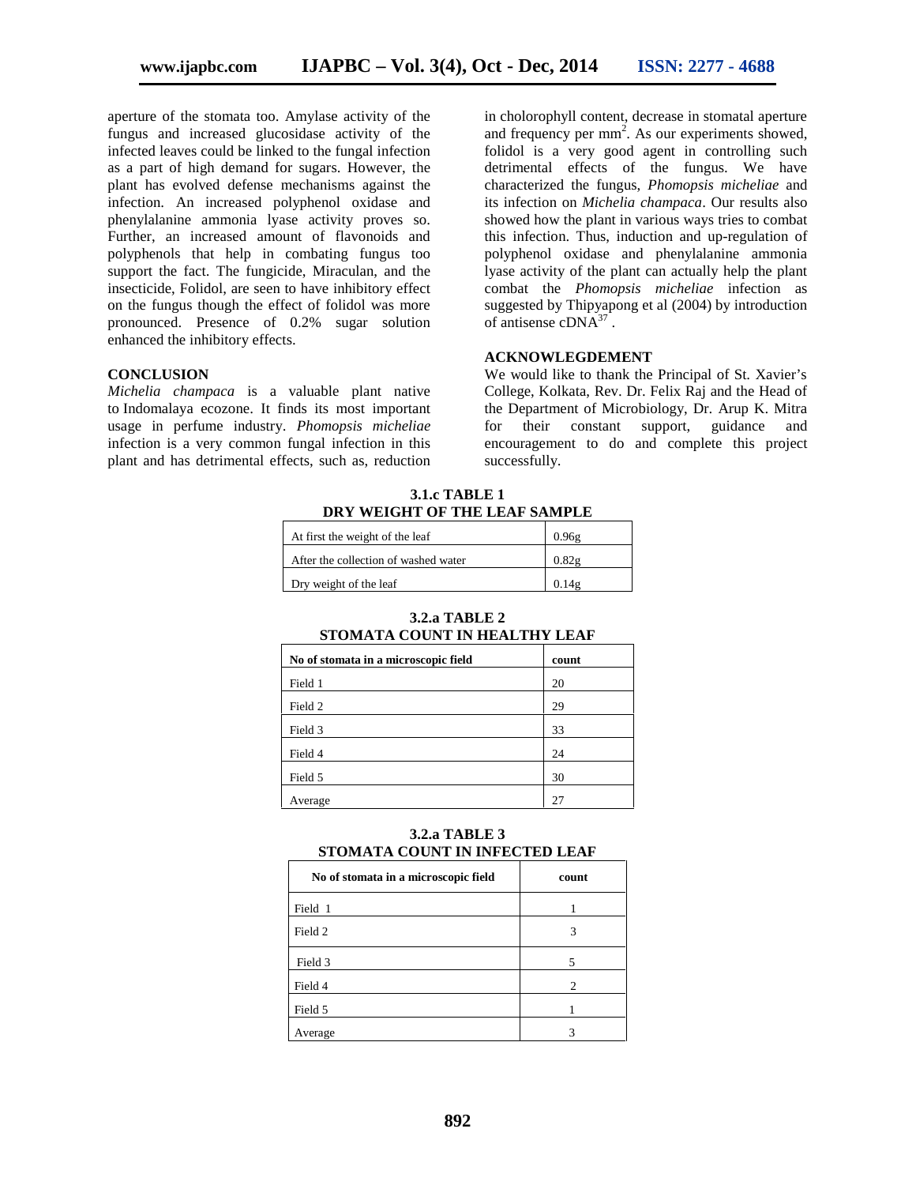aperture of the stomata too. Amylase activity of the fungus and increased glucosidase activity of the infected leaves could be linked to the fungal infection as a part of high demand for sugars. However, the plant has evolved defense mechanisms against the infection. An increased polyphenol oxidase and phenylalanine ammonia lyase activity proves so. Further, an increased amount of flavonoids and polyphenols that help in combating fungus too support the fact. The fungicide, Miraculan, and the insecticide, Folidol, are seen to have inhibitory effect on the fungus though the effect of folidol was more pronounced. Presence of 0.2% sugar solution enhanced the inhibitory effects.

## CONCLUSION

*Michelia champaca* is a valuable plant native to Indomalaya ecozone. It finds its most important usage in perfume industry. *Phomopsis micheliae* infection is a very common fungal infection in this plant and has detrimental effects, such as, reduction in cholorophyll content, decrease in stomatal aperture and frequency per $mm^2$. As our experiments showed, folidol is a very good agent in controlling such detrimental effects of the fungus. We have characterized the fungus, *Phomopsis micheliae* and its infection on *Michelia champaca*. Our results also showed how the plant in various ways tries to combat this infection. Thus, induction and up-regulation of polyphenol oxidase and phenylalanine ammonia lyase activity of the plant can actually help the plant combat the *Phomopsis micheliae* infection as suggested by Thipyapong et al (2004) by introduction of antisense cDNA[37] .

## ACKNOWLEGDEMENT

We would like to thank the Principal of St. Xavier's College, Kolkata, Rev. Dr. Felix Raj and the Head of the Department of Microbiology, Dr. Arup K. Mitra for their constant support, guidance and encouragement to do and complete this project successfully.

**3.1.c TABLE 1**
**DRY WEIGHT OF THE LEAF SAMPLE**

| At first the weight of the leaf | 0.96g |
|---|---|
| After the collection of washed water | 0.82g |
| Dry weight of the leaf | 0.14g |

**3.2.a TABLE 2**
**STOMATA COUNT IN HEALTHY LEAF**

| No of stomata in a microscopic field | count |
|---|---|
| Field 1 | 20 |
| Field 2 | 29 |
| Field 3 | 33 |
| Field 4 | 24 |
| Field 5 | 30 |
| Average | 27 |

**3.2.a TABLE 3**
**STOMATA COUNT IN INFECTED LEAF**

| No of stomata in a microscopic field | count |
|---|---|
| Field 1 | 1 |
| Field 2 | 3 |
| Field 3 | 5 |
| Field 4 | 2 |
| Field 5 | 1 |
| Average | 3 |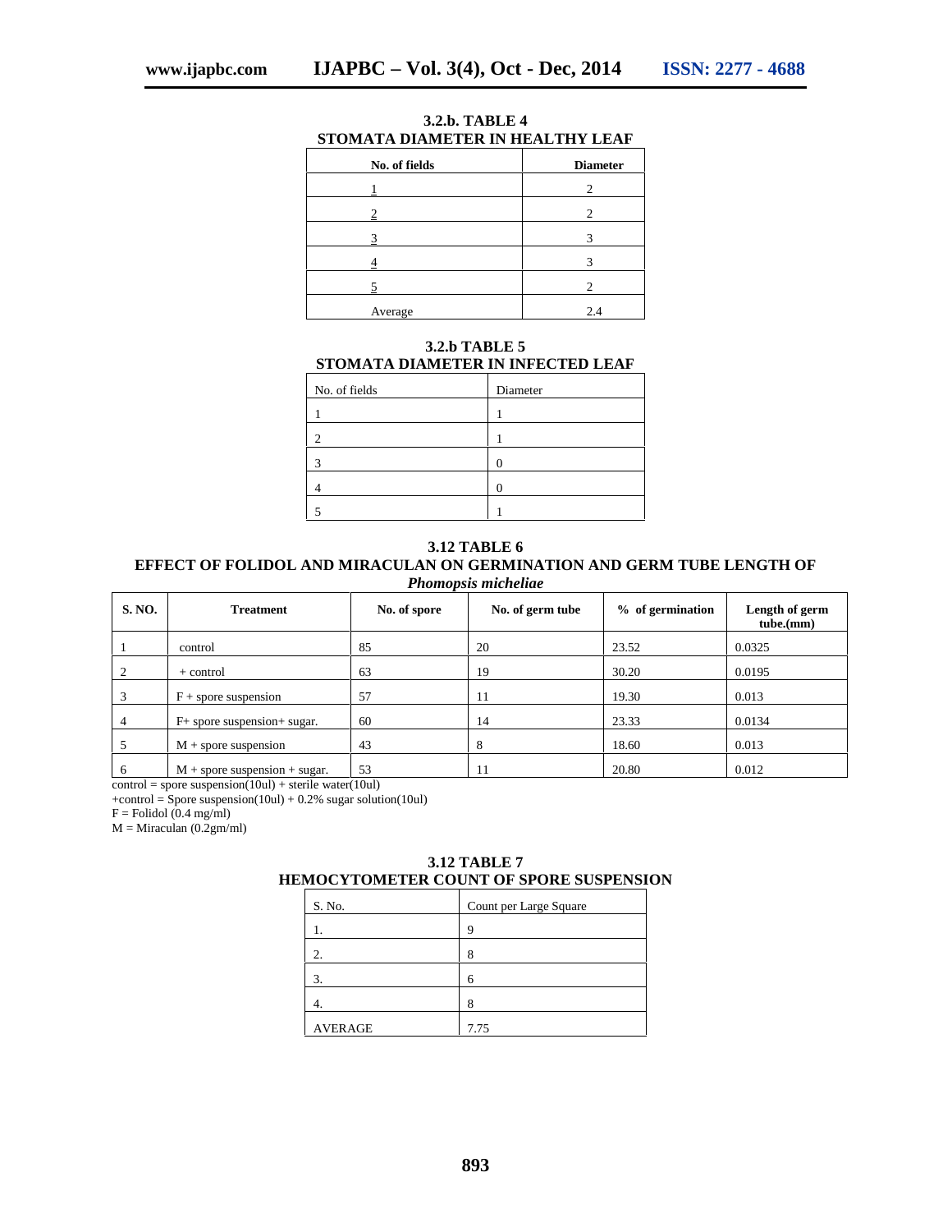**3.2.b. TABLE 4**
**STOMATA DIAMETER IN HEALTHY LEAF**

| No. of fields | Diameter |
|---|---|
| 1 | 2 |
| 2 | 2 |
| 3 | 3 |
| 4 | 3 |
| 5 | 2 |
| Average | 2.4 |

**3.2.b TABLE 5**
**STOMATA DIAMETER IN INFECTED LEAF**

| No. of fields | Diameter |
|---|---|
| 1 | 1 |
| 2 | 1 |
| 3 | 0 |
| 4 | 0 |
| 5 | 1 |

**3.12 TABLE 6**
**EFFECT OF FOLIDOL AND MIRACULAN ON GERMINATION AND GERM TUBE LENGTH OF *Phomopsis micheliae***

| S. NO. | Treatment | No. of spore | No. of germ tube | % of germination | Length of germ tube.(mm) |
|---|---|---|---|---|---|
| 1 | control | 85 | 20 | 23.52 | 0.0325 |
| 2 | + control | 63 | 19 | 30.20 | 0.0195 |
| 3 | F + spore suspension | 57 | 11 | 19.30 | 0.013 |
| 4 | F+ spore suspension+ sugar. | 60 | 14 | 23.33 | 0.0134 |
| 5 | M + spore suspension | 43 | 8 | 18.60 | 0.013 |
| 6 | M + spore suspension + sugar. | 53 | 11 | 20.80 | 0.012 |

control = spore suspension(10ul) + sterile water(10ul)
+control = Spore suspension(10ul) + 0.2% sugar solution(10ul)
F = Folidol (0.4 mg/ml)
M = Miraculan (0.2gm/ml)

**3.12 TABLE 7**
**HEMOCYTOMETER COUNT OF SPORE SUSPENSION**

| S. No. | Count per Large Square |
|---|---|
| 1. | 9 |
| 2. | 8 |
| 3. | 6 |
| 4. | 8 |
| AVERAGE | 7.75 |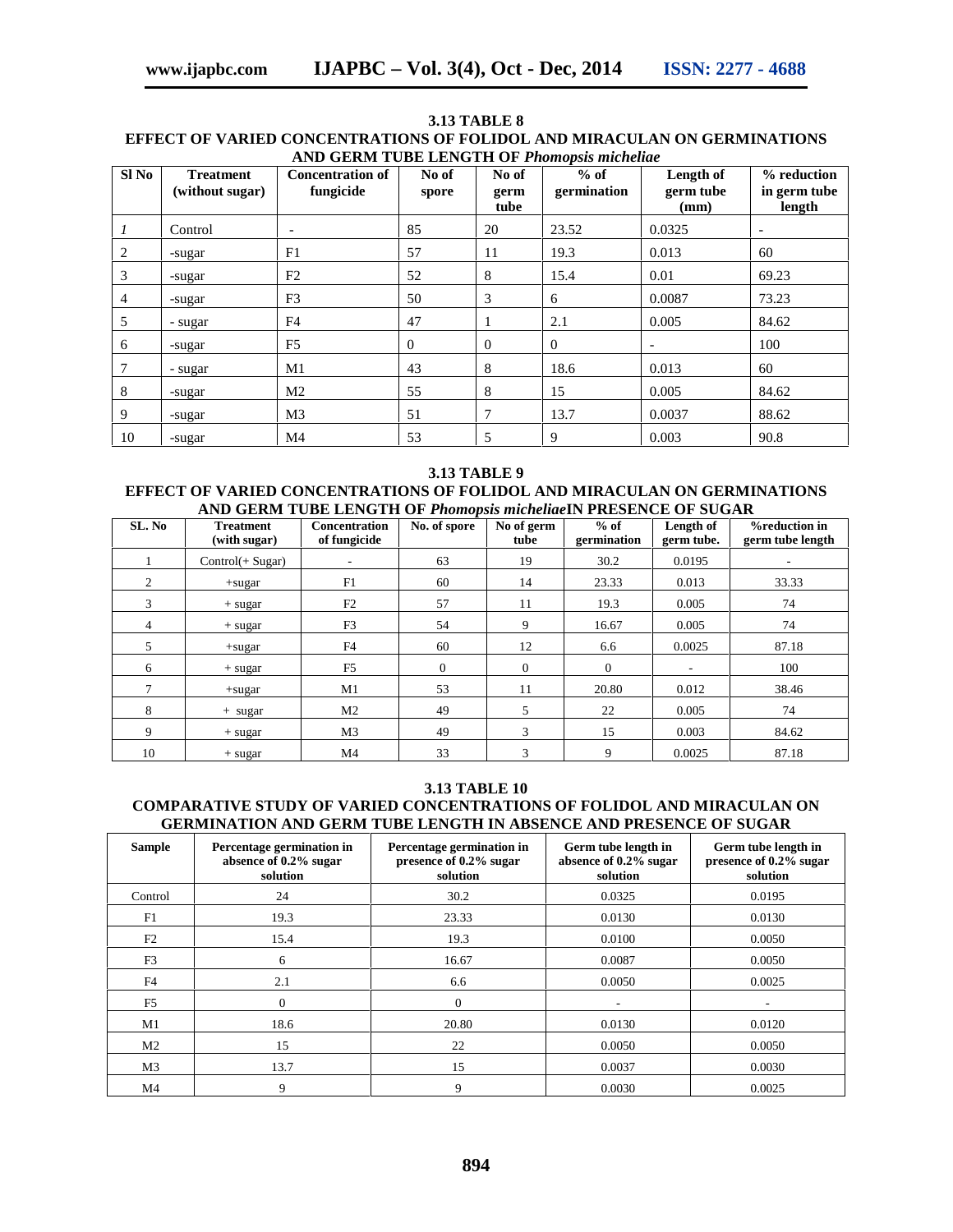**3.13 TABLE 8**

**EFFECT OF VARIED CONCENTRATIONS OF FOLIDOL AND MIRACULAN ON GERMINATIONS AND GERM TUBE LENGTH OF *Phomopsis micheliae***

| Sl No | Treatment (without sugar) | Concentration of fungicide | No of spore | No of germ tube | % of germination | Length of germ tube (mm) | % reduction in germ tube length |
|---|---|---|---|---|---|---|---|
| *1* | Control | - | 85 | 20 | 23.52 | 0.0325 | - |
| 2 | -sugar | F1 | 57 | 11 | 19.3 | 0.013 | 60 |
| 3 | -sugar | F2 | 52 | 8 | 15.4 | 0.01 | 69.23 |
| 4 | -sugar | F3 | 50 | 3 | 6 | 0.0087 | 73.23 |
| 5 | - sugar | F4 | 47 | 1 | 2.1 | 0.005 | 84.62 |
| 6 | -sugar | F5 | 0 | 0 | 0 | - | 100 |
| 7 | - sugar | M1 | 43 | 8 | 18.6 | 0.013 | 60 |
| 8 | -sugar | M2 | 55 | 8 | 15 | 0.005 | 84.62 |
| 9 | -sugar | M3 | 51 | 7 | 13.7 | 0.0037 | 88.62 |
| 10 | -sugar | M4 | 53 | 5 | 9 | 0.003 | 90.8 |

**3.13 TABLE 9**

**EFFECT OF VARIED CONCENTRATIONS OF FOLIDOL AND MIRACULAN ON GERMINATIONS AND GERM TUBE LENGTH OF *Phomopsis micheliae*IN PRESENCE OF SUGAR**

| SL. No | Treatment (with sugar) | Concentration of fungicide | No. of spore | No of germ tube | % of germination | Length of germ tube. | %reduction in germ tube length |
|---|---|---|---|---|---|---|---|
| 1 | Control(+ Sugar) | - | 63 | 19 | 30.2 | 0.0195 | - |
| 2 | +sugar | F1 | 60 | 14 | 23.33 | 0.013 | 33.33 |
| 3 | + sugar | F2 | 57 | 11 | 19.3 | 0.005 | 74 |
| 4 | + sugar | F3 | 54 | 9 | 16.67 | 0.005 | 74 |
| 5 | +sugar | F4 | 60 | 12 | 6.6 | 0.0025 | 87.18 |
| 6 | + sugar | F5 | 0 | 0 | 0 | - | 100 |
| 7 | +sugar | M1 | 53 | 11 | 20.80 | 0.012 | 38.46 |
| 8 | + sugar | M2 | 49 | 5 | 22 | 0.005 | 74 |
| 9 | + sugar | M3 | 49 | 3 | 15 | 0.003 | 84.62 |
| 10 | + sugar | M4 | 33 | 3 | 9 | 0.0025 | 87.18 |

**3.13 TABLE 10**

**COMPARATIVE STUDY OF VARIED CONCENTRATIONS OF FOLIDOL AND MIRACULAN ON GERMINATION AND GERM TUBE LENGTH IN ABSENCE AND PRESENCE OF SUGAR**

| Sample | Percentage germination in absence of 0.2% sugar solution | Percentage germination in presence of 0.2% sugar solution | Germ tube length in absence of 0.2% sugar solution | Germ tube length in presence of 0.2% sugar solution |
|---|---|---|---|---|
| Control | 24 | 30.2 | 0.0325 | 0.0195 |
| F1 | 19.3 | 23.33 | 0.0130 | 0.0130 |
| F2 | 15.4 | 19.3 | 0.0100 | 0.0050 |
| F3 | 6 | 16.67 | 0.0087 | 0.0050 |
| F4 | 2.1 | 6.6 | 0.0050 | 0.0025 |
| F5 | 0 | 0 | - | - |
| M1 | 18.6 | 20.80 | 0.0130 | 0.0120 |
| M2 | 15 | 22 | 0.0050 | 0.0050 |
| M3 | 13.7 | 15 | 0.0037 | 0.0030 |
| M4 | 9 | 9 | 0.0030 | 0.0025 |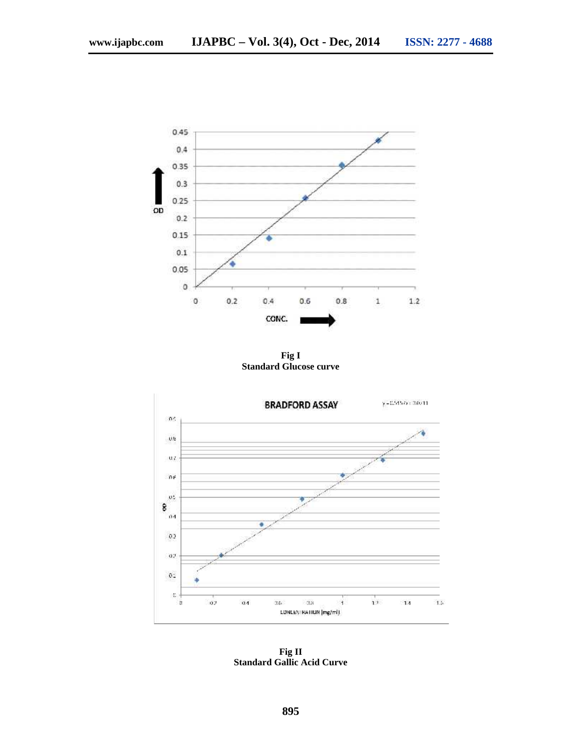Fig I
Standard Glucose curve

Fig II
Standard Gallic Acid Curve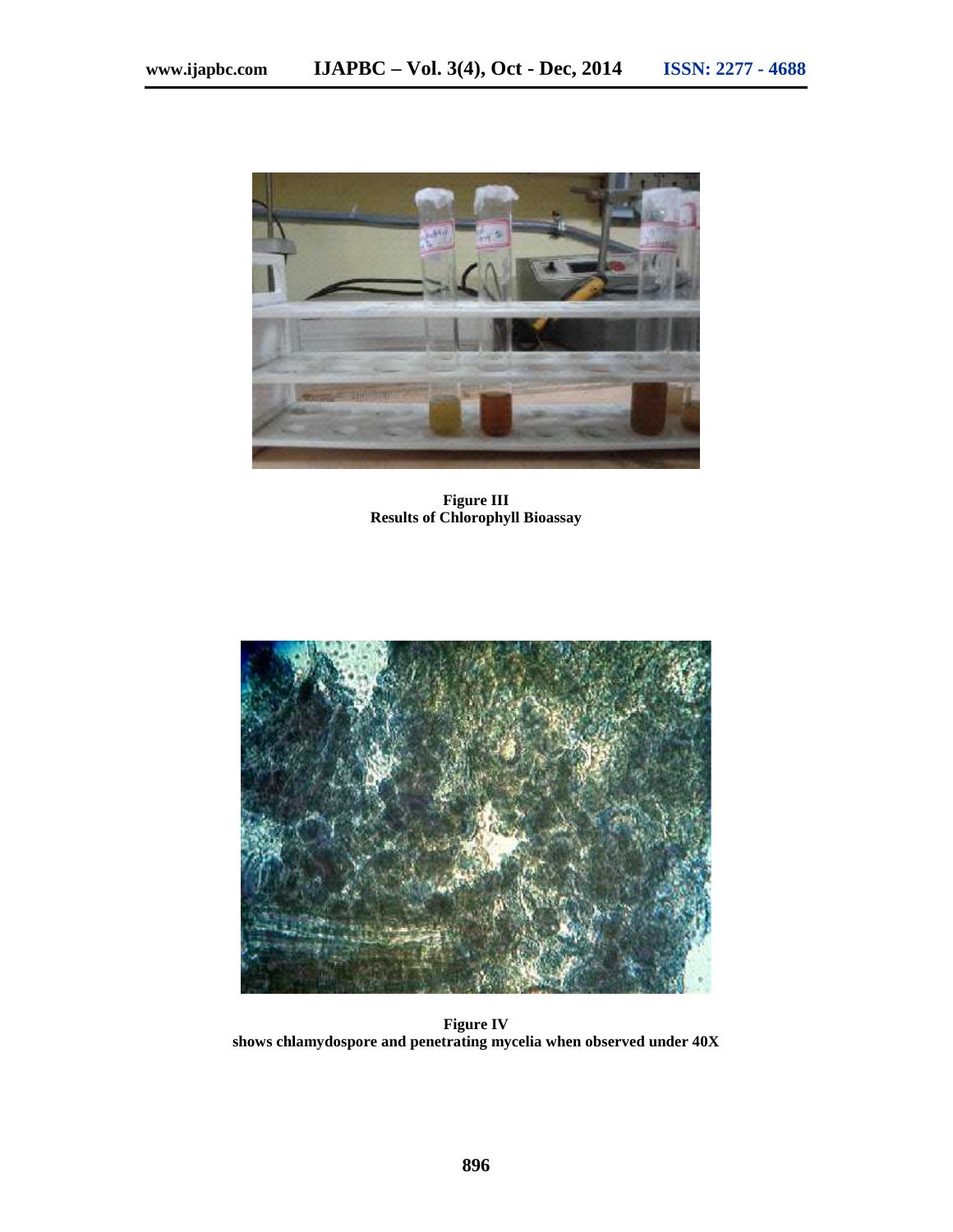**Figure III**
**Results of Chlorophyll Bioassay**

**Figure IV**
**shows chlamydospore and penetrating mycelia when observed under 40X**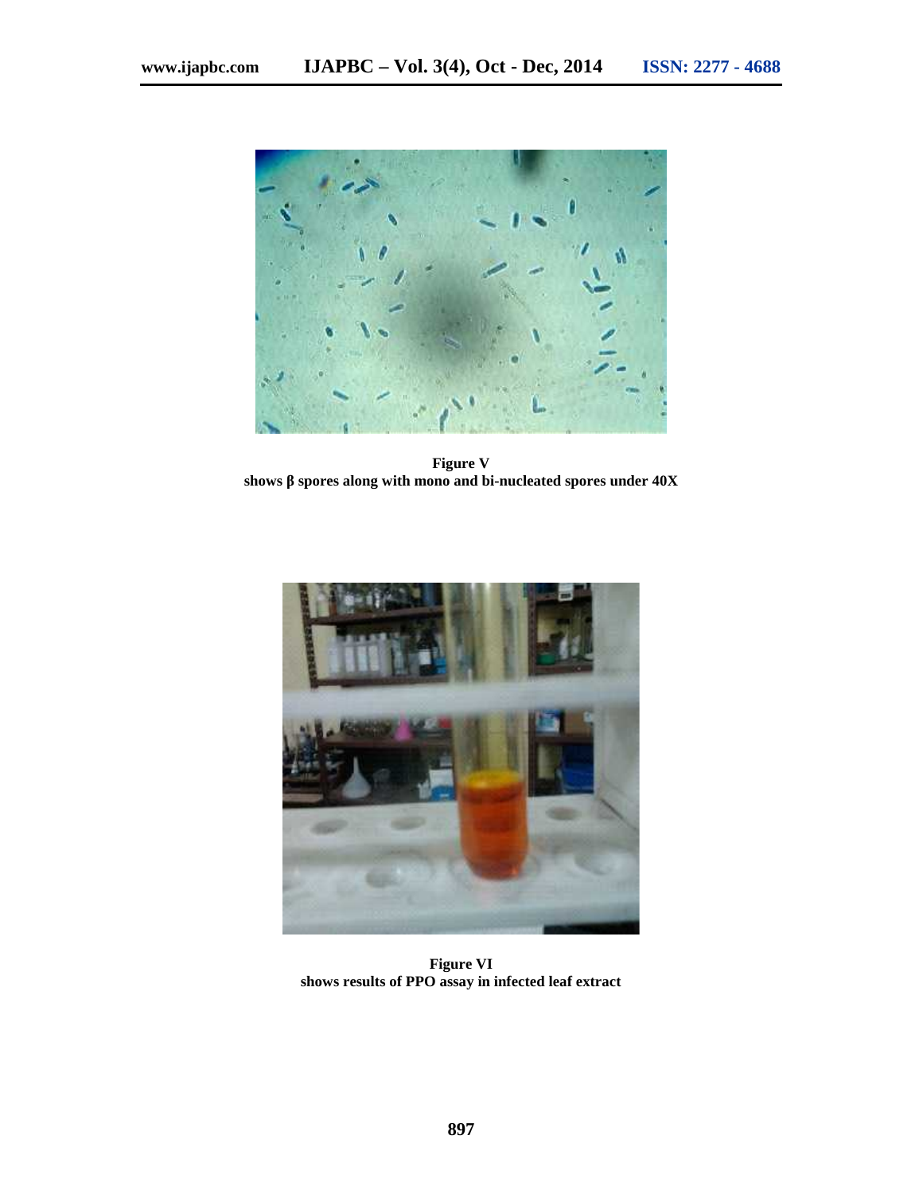**Figure V**
**shows β spores along with mono and bi-nucleated spores under 40X**

**Figure VI**
**shows results of PPO assay in infected leaf extract**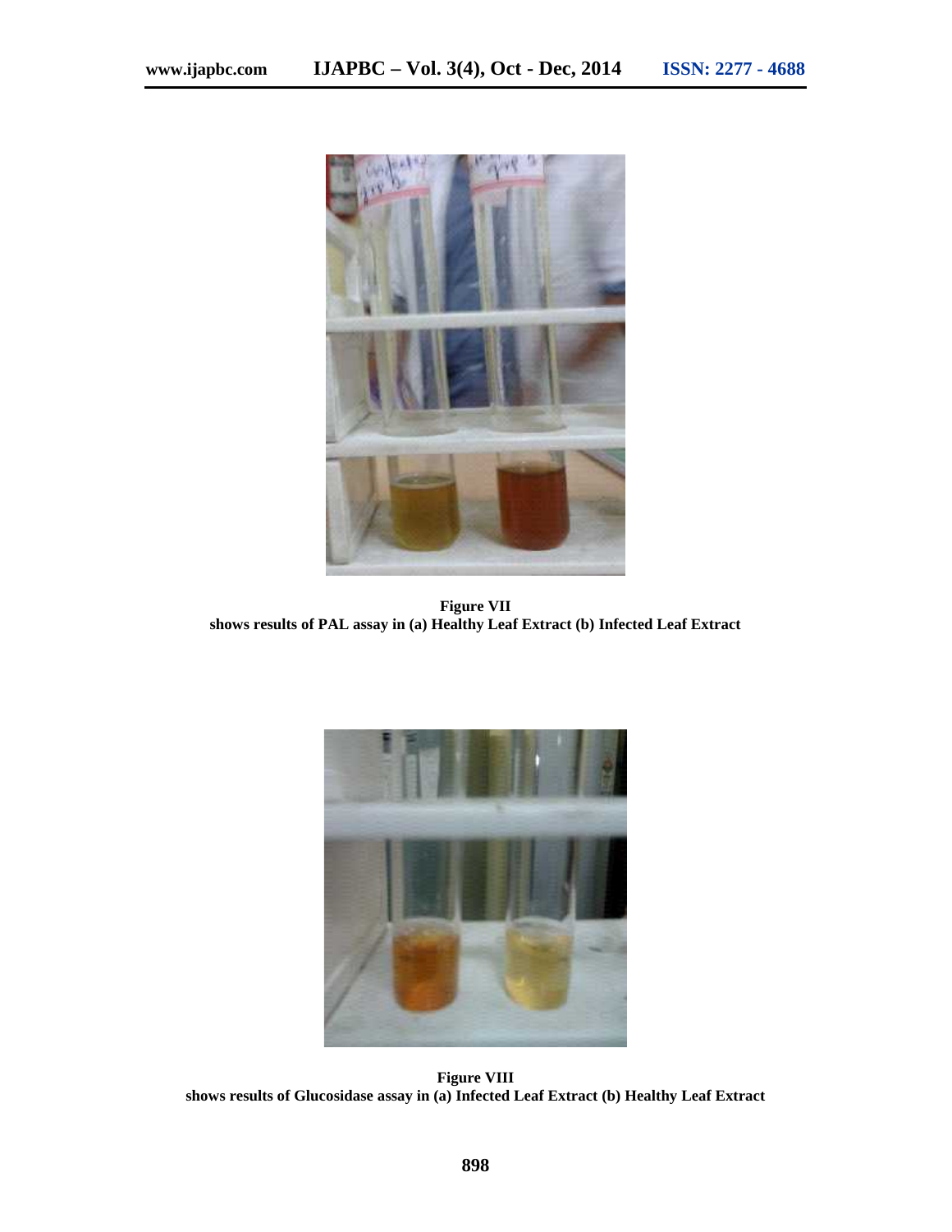**Figure VII**
**shows results of PAL assay in (a) Healthy Leaf Extract (b) Infected Leaf Extract**

**Figure VIII**
**shows results of Glucosidase assay in (a) Infected Leaf Extract (b) Healthy Leaf Extract**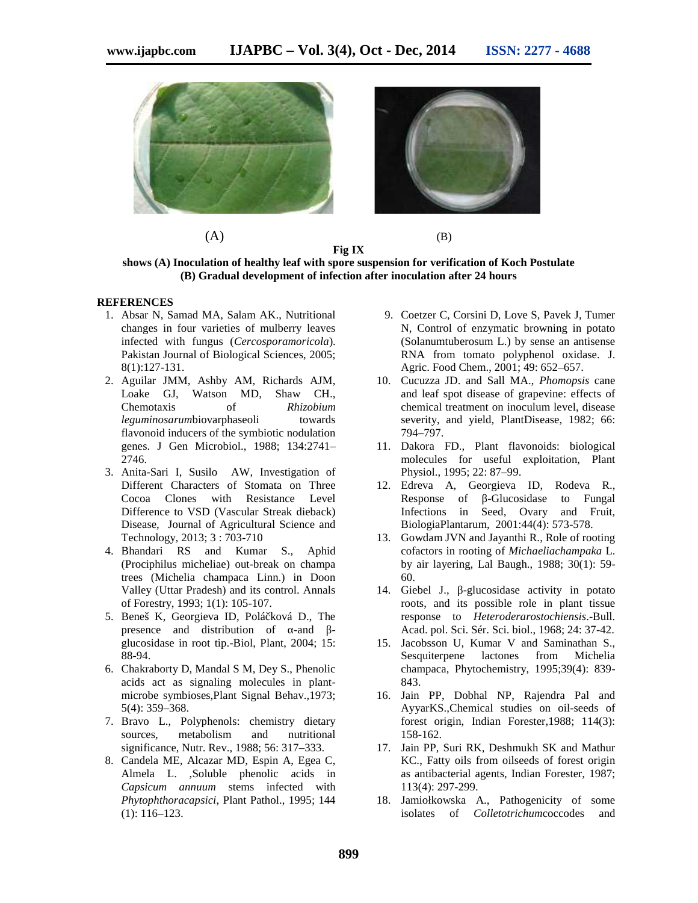(A) (B)

**Fig IX**

**shows (A) Inoculation of healthy leaf with spore suspension for verification of Koch Postulate (B) Gradual development of infection after inoculation after 24 hours**

## REFERENCES

1. Absar N, Samad MA, Salam AK., Nutritional changes in four varieties of mulberry leaves infected with fungus (*Cercosporamoricola*). Pakistan Journal of Biological Sciences, 2005; 8(1):127-131.
2. Aguilar JMM, Ashby AM, Richards AJM, Loake GJ, Watson MD, Shaw CH., Chemotaxis of *Rhizobium leguminosarum*biovarphaseoli towards flavonoid inducers of the symbiotic nodulation genes. J Gen Microbiol., 1988; 134:2741–2746.
3. Anita-Sari I, Susilo AW, Investigation of Different Characters of Stomata on Three Cocoa Clones with Resistance Level Difference to VSD (Vascular Streak dieback) Disease, Journal of Agricultural Science and Technology, 2013; 3 : 703-710
4. Bhandari RS and Kumar S., Aphid (Prociphilus micheliae) out-break on champa trees (Michelia champaca Linn.) in Doon Valley (Uttar Pradesh) and its control. Annals of Forestry, 1993; 1(1): 105-107.
5. Beneš K, Georgieva ID, Poláčková D., The presence and distribution of α-and β-glucosidase in root tip.-Biol, Plant, 2004; 15: 88-94.
6. Chakraborty D, Mandal S M, Dey S., Phenolic acids act as signaling molecules in plant-microbe symbioses,Plant Signal Behav.,1973; 5(4): 359–368.
7. Bravo L., Polyphenols: chemistry dietary sources, metabolism and nutritional significance, Nutr. Rev., 1988; 56: 317–333.
8. Candela ME, Alcazar MD, Espin A, Egea C, Almela L. ,Soluble phenolic acids in *Capsicum annuum* stems infected with *Phytophthoracapsici*, Plant Pathol., 1995; 144 (1): 116–123.
9. Coetzer C, Corsini D, Love S, Pavek J, Tumer N, Control of enzymatic browning in potato (Solanumtuberosum L.) by sense an antisense RNA from tomato polyphenol oxidase. J. Agric. Food Chem., 2001; 49: 652–657.
10. Cucuzza JD. and Sall MA., *Phomopsis* cane and leaf spot disease of grapevine: effects of chemical treatment on inoculum level, disease severity, and yield, PlantDisease, 1982; 66: 794–797.
11. Dakora FD., Plant flavonoids: biological molecules for useful exploitation, Plant Physiol., 1995; 22: 87–99.
12. Edreva A, Georgieva ID, Rodeva R., Response of β-Glucosidase to Fungal Infections in Seed, Ovary and Fruit, BiologiaPlantarum, 2001:44(4): 573-578.
13. Gowdam JVN and Jayanthi R., Role of rooting cofactors in rooting of *Michaeliachampaka* L. by air layering, Lal Baugh., 1988; 30(1): 59-60.
14. Giebel J., β-glucosidase activity in potato roots, and its possible role in plant tissue response to *Heteroderarostochiensis*.-Bull. Acad. pol. Sci. Sér. Sci. biol., 1968; 24: 37-42.
15. Jacobsson U, Kumar V and Saminathan S., Sesquiterpene lactones from Michelia champaca, Phytochemistry, 1995;39(4): 839-843.
16. Jain PP, Dobhal NP, Rajendra Pal and AyyarKS.,Chemical studies on oil-seeds of forest origin, Indian Forester,1988; 114(3): 158-162.
17. Jain PP, Suri RK, Deshmukh SK and Mathur KC., Fatty oils from oilseeds of forest origin as antibacterial agents, Indian Forester, 1987; 113(4): 297-299.
18. Jamiołkowska A., Pathogenicity of some isolates of *Colletotrichum*coccodes and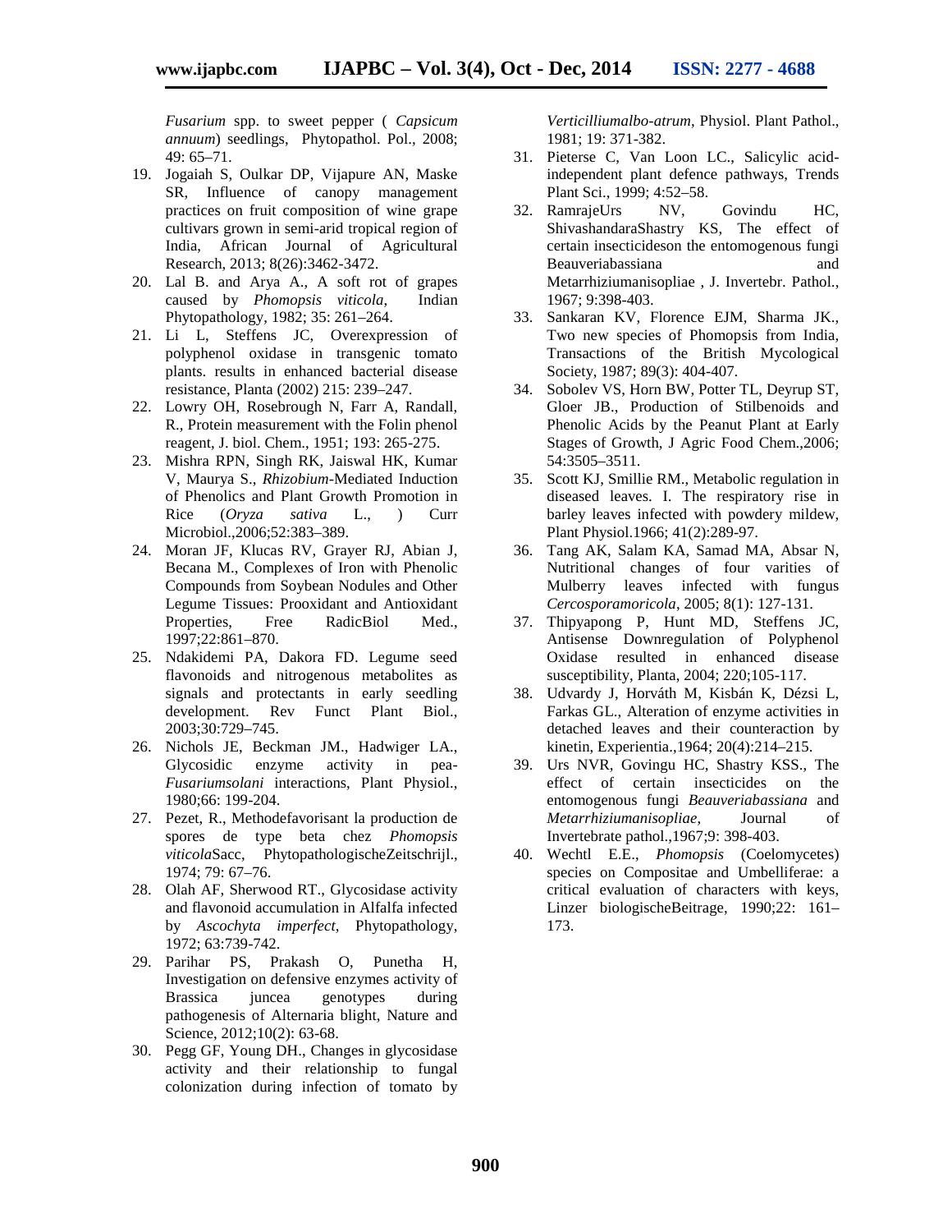*Fusarium* spp. to sweet pepper ( *Capsicum annuum*) seedlings, Phytopathol. Pol., 2008; 49: 65–71.

19. Jogaiah S, Oulkar DP, Vijapure AN, Maske SR, Influence of canopy management practices on fruit composition of wine grape cultivars grown in semi-arid tropical region of India, African Journal of Agricultural Research, 2013; 8(26):3462-3472.
20. Lal B. and Arya A., A soft rot of grapes caused by *Phomopsis viticola*, Indian Phytopathology, 1982; 35: 261–264.
21. Li L, Steffens JC, Overexpression of polyphenol oxidase in transgenic tomato plants. results in enhanced bacterial disease resistance, Planta (2002) 215: 239–247.
22. Lowry OH, Rosebrough N, Farr A, Randall, R., Protein measurement with the Folin phenol reagent, J. biol. Chem., 1951; 193: 265-275.
23. Mishra RPN, Singh RK, Jaiswal HK, Kumar V, Maurya S., *Rhizobium*-Mediated Induction of Phenolics and Plant Growth Promotion in Rice (*Oryza sativa* L., ) Curr Microbiol.,2006;52:383–389.
24. Moran JF, Klucas RV, Grayer RJ, Abian J, Becana M., Complexes of Iron with Phenolic Compounds from Soybean Nodules and Other Legume Tissues: Prooxidant and Antioxidant Properties, Free RadicBiol Med., 1997;22:861–870.
25. Ndakidemi PA, Dakora FD. Legume seed flavonoids and nitrogenous metabolites as signals and protectants in early seedling development. Rev Funct Plant Biol., 2003;30:729–745.
26. Nichols JE, Beckman JM., Hadwiger LA., Glycosidic enzyme activity in pea-*Fusariumsolani* interactions, Plant Physiol., 1980;66: 199-204.
27. Pezet, R., Methodefavorisant la production de spores de type beta chez *Phomopsis viticola*Sacc, PhytopathologischeZeitschrijl., 1974; 79: 67–76.
28. Olah AF, Sherwood RT., Glycosidase activity and flavonoid accumulation in Alfalfa infected by *Ascochyta imperfect*, Phytopathology, 1972; 63:739-742.
29. Parihar PS, Prakash O, Punetha H, Investigation on defensive enzymes activity of Brassica juncea genotypes during pathogenesis of Alternaria blight, Nature and Science, 2012;10(2): 63-68.
30. Pegg GF, Young DH., Changes in glycosidase activity and their relationship to fungal colonization during infection of tomato by *Verticilliumalbo-atrum*, Physiol. Plant Pathol., 1981; 19: 371-382.
31. Pieterse C, Van Loon LC., Salicylic acid-independent plant defence pathways, Trends Plant Sci., 1999; 4:52–58.
32. RamrajeUrs NV, Govindu HC, ShivashandaraShastry KS, The effect of certain insecticideson the entomogenous fungi Beauveriabassiana and Metarrhiziumanisopliae , J. Invertebr. Pathol., 1967; 9:398-403.
33. Sankaran KV, Florence EJM, Sharma JK., Two new species of Phomopsis from India, Transactions of the British Mycological Society, 1987; 89(3): 404-407.
34. Sobolev VS, Horn BW, Potter TL, Deyrup ST, Gloer JB., Production of Stilbenoids and Phenolic Acids by the Peanut Plant at Early Stages of Growth, J Agric Food Chem.,2006; 54:3505–3511.
35. Scott KJ, Smillie RM., Metabolic regulation in diseased leaves. I. The respiratory rise in barley leaves infected with powdery mildew, Plant Physiol.1966; 41(2):289-97.
36. Tang AK, Salam KA, Samad MA, Absar N, Nutritional changes of four varities of Mulberry leaves infected with fungus *Cercosporamoricola*, 2005; 8(1): 127-131.
37. Thipyapong P, Hunt MD, Steffens JC, Antisense Downregulation of Polyphenol Oxidase resulted in enhanced disease susceptibility, Planta, 2004; 220;105-117.
38. Udvardy J, Horváth M, Kisbán K, Dézsi L, Farkas GL., Alteration of enzyme activities in detached leaves and their counteraction by kinetin, Experientia.,1964; 20(4):214–215.
39. Urs NVR, Govingu HC, Shastry KSS., The effect of certain insecticides on the entomogenous fungi *Beauveriabassiana* and *Metarrhiziumanisopliae*, Journal of Invertebrate pathol.,1967;9: 398-403.
40. Wechtl E.E., *Phomopsis* (Coelomycetes) species on Compositae and Umbelliferae: a critical evaluation of characters with keys, Linzer biologischeBeitrage, 1990;22: 161–173.